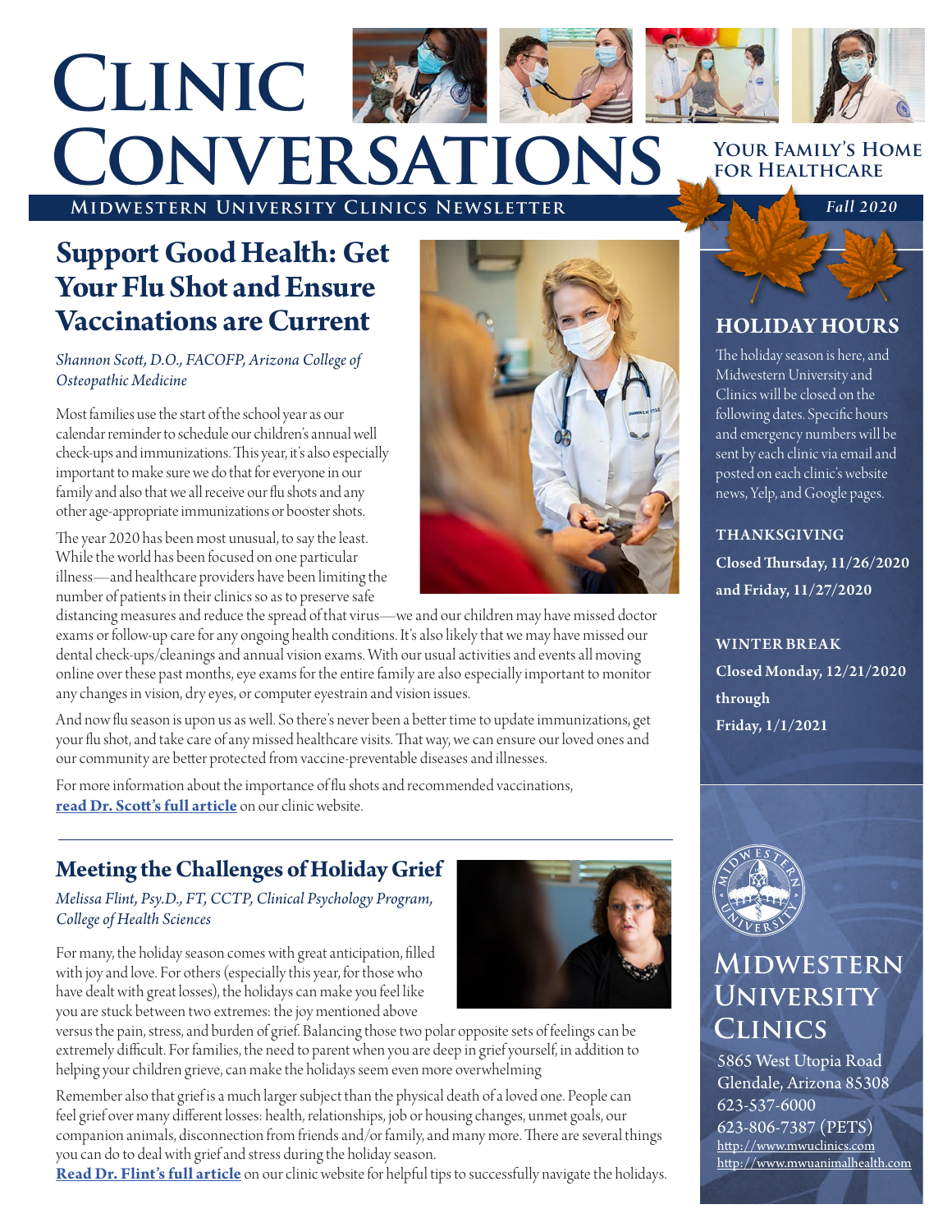# Clinic Conversations

**Midwestern University Clinics Newsletter**

**Your Family's Home for Healthcare**

*Fall 2020*

## Support Good Health: Get Your Flu Shot and Ensure Vaccinations are Current

*Shannon Scott, D.O., FACOFP, Arizona College of Osteopathic Medicine*

Most families use the start of the school year as our calendar reminder to schedule our children's annual well check-ups and immunizations. This year, it's also especially important to make sure we do that for everyone in our family and also that we all receive our flu shots and any other age-appropriate immunizations or booster shots.

The year 2020 has been most unusual, to say the least. While the world has been focused on one particular illness—and healthcare providers have been limiting the number of patients in their clinics so as to preserve safe distancing measures and reduce the spread of that virus—we and our children may have missed doctor exams or follow-up care for any ongoing health conditions. It's also likely that we may have missed our dental check-ups/cleanings and annual vision exams. With our usual activities and events all moving online over these past months, eye exams for the entire family are also especially important to monitor any changes in vision, dry eyes, or computer eyestrain and vision issues.

And now flu season is upon us as well. So there's never been a better time to update immunizations, get your flu shot, and take care of any missed healthcare visits. That way, we can ensure our loved ones and our community are better protected from vaccine-preventable diseases and illnesses.

For more information about the importance of flu shots and recommended vaccinations, **read Dr. Scott's full article** on our clinic website.

## Meeting the Challenges of Holiday Grief

*Melissa Flint, Psy.D., FT, CCTP, Clinical Psychology Program, College of Health Sciences*

For many, the holiday season comes with great anticipation, filled with joy and love. For others (especially this year, for those who have dealt with great losses), the holidays can make you feel like you are stuck between two extremes: the joy mentioned above versus the pain, stress, and burden of grief. Balancing those two polar opposite sets of feelings can be extremely difficult. For families, the need to parent when you are deep in grief yourself, in addition to helping your children grieve, can make the holidays seem even more overwhelming

Remember also that grief is a much larger subject than the physical death of a loved one. People can feel grief over many different losses: health, relationships, job or housing changes, unmet goals, our companion animals, disconnection from friends and/or family, and many more. There are several things you can do to deal with grief and stress during the holiday season.

**Read Dr. Flint's full article** on our clinic website for helpful tips to successfully navigate the holidays.

## Holiday Hours

The holiday season is here, and Midwestern University and Clinics will be closed on the following dates. Specific hours and emergency numbers will be sent by each clinic via email and posted on each clinic's website news, Yelp, and Google pages.

**THANKSGIVING**
**Closed Thursday, 11/26/2020 and Friday, 11/27/2020**

**WINTER BREAK**
**Closed Monday, 12/21/2020 through Friday, 1/1/2021**

## Midwestern University Clinics

5865 West Utopia Road
Glendale, Arizona 85308
623-537-6000
623-806-7387 (PETS)
http://www.mwuclinics.com
http://www.mwuanimalhealth.com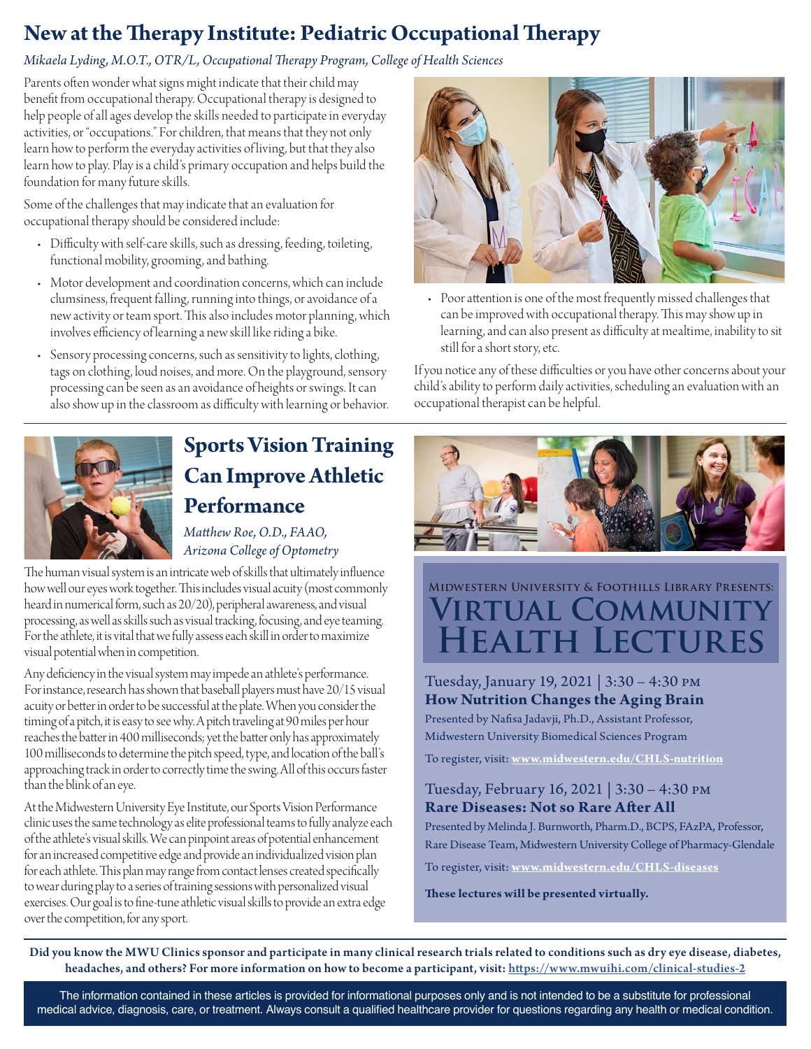# New at the Therapy Institute: Pediatric Occupational Therapy

*Mikaela Lyding, M.O.T., OTR/L, Occupational Therapy Program, College of Health Sciences*

Parents often wonder what signs might indicate that their child may benefit from occupational therapy. Occupational therapy is designed to help people of all ages develop the skills needed to participate in everyday activities, or "occupations." For children, that means that they not only learn how to perform the everyday activities of living, but that they also learn how to play. Play is a child's primary occupation and helps build the foundation for many future skills.

Some of the challenges that may indicate that an evaluation for occupational therapy should be considered include:

- Difficulty with self-care skills, such as dressing, feeding, toileting, functional mobility, grooming, and bathing.
- Motor development and coordination concerns, which can include clumsiness, frequent falling, running into things, or avoidance of a new activity or team sport. This also includes motor planning, which involves efficiency of learning a new skill like riding a bike.
- Sensory processing concerns, such as sensitivity to lights, clothing, tags on clothing, loud noises, and more. On the playground, sensory processing can be seen as an avoidance of heights or swings. It can also show up in the classroom as difficulty with learning or behavior.
- Poor attention is one of the most frequently missed challenges that can be improved with occupational therapy. This may show up in learning, and can also present as difficulty at mealtime, inability to sit still for a short story, etc.

If you notice any of these difficulties or you have other concerns about your child's ability to perform daily activities, scheduling an evaluation with an occupational therapist can be helpful.

## Sports Vision Training Can Improve Athletic Performance

*Matthew Roe, O.D., FAAO, Arizona College of Optometry*

The human visual system is an intricate web of skills that ultimately influence how well our eyes work together. This includes visual acuity (most commonly heard in numerical form, such as 20/20), peripheral awareness, and visual processing, as well as skills such as visual tracking, focusing, and eye teaming. For the athlete, it is vital that we fully assess each skill in order to maximize visual potential when in competition.

Any deficiency in the visual system may impede an athlete's performance. For instance, research has shown that baseball players must have 20/15 visual acuity or better in order to be successful at the plate. When you consider the timing of a pitch, it is easy to see why. A pitch traveling at 90 miles per hour reaches the batter in 400 milliseconds; yet the batter only has approximately 100 milliseconds to determine the pitch speed, type, and location of the ball's approaching track in order to correctly time the swing. All of this occurs faster than the blink of an eye.

At the Midwestern University Eye Institute, our Sports Vision Performance clinic uses the same technology as elite professional teams to fully analyze each of the athlete's visual skills. We can pinpoint areas of potential enhancement for an increased competitive edge and provide an individualized vision plan for each athlete. This plan may range from contact lenses created specifically to wear during play to a series of training sessions with personalized visual exercises. Our goal is to fine-tune athletic visual skills to provide an extra edge over the competition, for any sport.

### Midwestern University & Foothills Library Presents:

## Virtual Community Health Lectures

Tuesday, January 19, 2021 | 3:30 – 4:30 PM
**How Nutrition Changes the Aging Brain**
Presented by Nafisa Jadavji, Ph.D., Assistant Professor, Midwestern University Biomedical Sciences Program
To register, visit: **www.midwestern.edu/CHLS-nutrition**

Tuesday, February 16, 2021 | 3:30 – 4:30 PM
**Rare Diseases: Not so Rare After All**
Presented by Melinda J. Burnworth, Pharm.D., BCPS, FAzPA, Professor, Rare Disease Team, Midwestern University College of Pharmacy-Glendale
To register, visit: **www.midwestern.edu/CHLS-diseases**

**These lectures will be presented virtually.**

**Did you know the MWU Clinics sponsor and participate in many clinical research trials related to conditions such as dry eye disease, diabetes, headaches, and others? For more information on how to become a participant, visit: https://www.mwuihi.com/clinical-studies-2**

The information contained in these articles is provided for informational purposes only and is not intended to be a substitute for professional medical advice, diagnosis, care, or treatment. Always consult a qualified healthcare provider for questions regarding any health or medical condition.